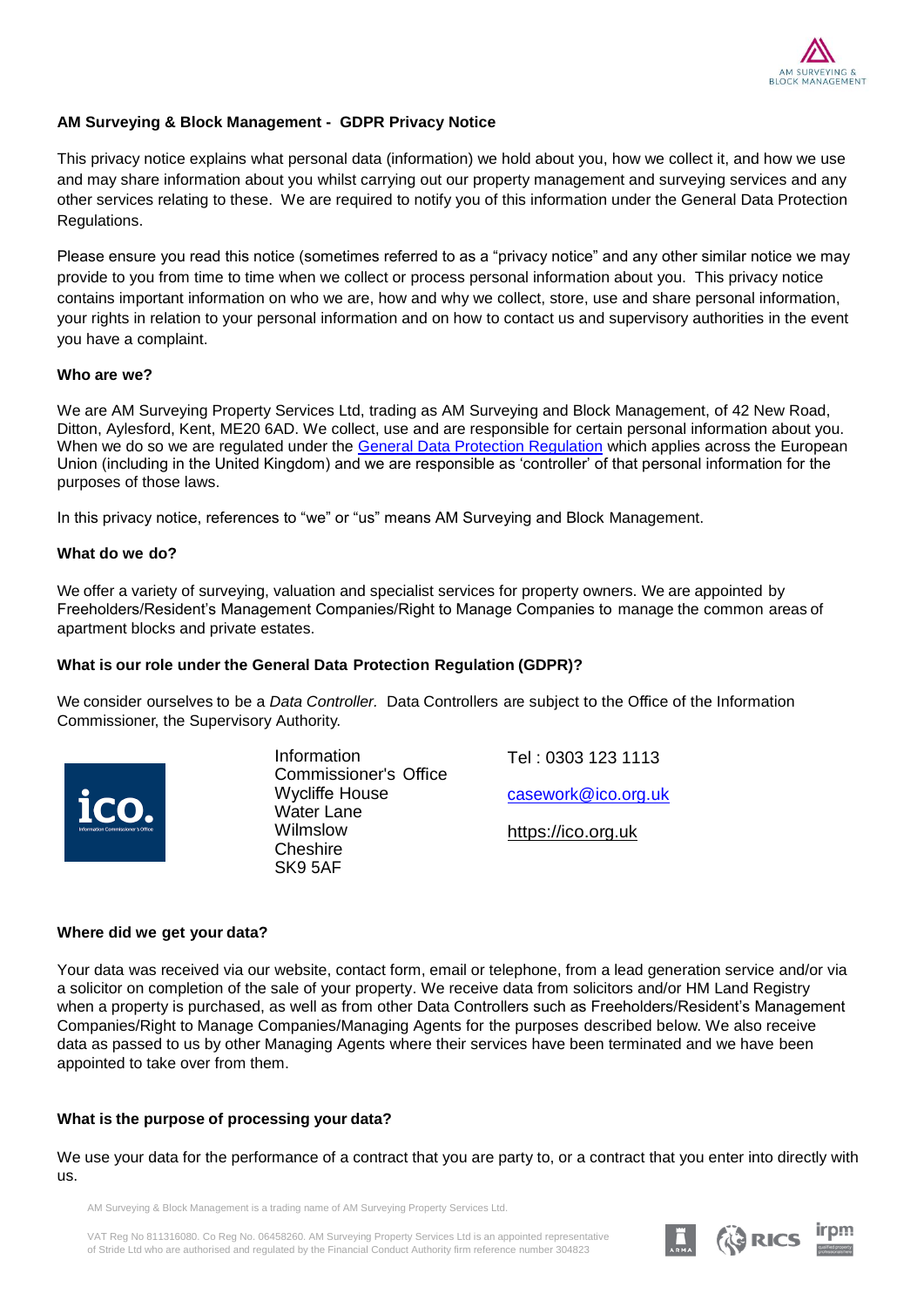## AM Surveying & Block Management - GDPR Privacy Notice

This privacy notice explains what personal data (information) we hold about you, how we collect it, and how we use and may share information about you whilst carrying out our property management and surveying services and any other services relating to these. We are required to notify you of this information under the General Data Protection Regulations.

Please ensure you read this notice (sometimes referred to as a "privacy notice" and any other similar notice we may provide to you from time to time when we collect or process personal information about you. This privacy notice contains important information on who we are, how and why we collect, store, use and share personal information, your rights in relation to your personal information and on how to contact us and supervisory authorities in the event you have a complaint.

### Who are we?

We are AM Surveying Property Services Ltd, trading as AM Surveying and Block Management, of 42 New Road, Ditton, Aylesford, Kent, ME20 6AD. We collect, use and are responsible for certain personal information about you. When we do so we are regulated under the General Data Protection Regulation which applies across the European Union (including in the United Kingdom) and we are responsible as 'controller' of that personal information for the purposes of those laws.

In this privacy notice, references to "we" or "us" means AM Surveying and Block Management.

### What do we do?

We offer a variety of surveying, valuation and specialist services for property owners. We are appointed by Freeholders/Resident's Management Companies/Right to Manage Companies to manage the common areas of apartment blocks and private estates.

### What is our role under the General Data Protection Regulation (GDPR)?

We consider ourselves to be a *Data Controller.* Data Controllers are subject to the Office of the Information Commissioner, the Supervisory Authority.

Information Commissioner's Office
Wycliffe House
Water Lane
Wilmslow
Cheshire
SK9 5AF

Tel : 0303 123 1113

casework@ico.org.uk

https://ico.org.uk

### Where did we get your data?

Your data was received via our website, contact form, email or telephone, from a lead generation service and/or via a solicitor on completion of the sale of your property. We receive data from solicitors and/or HM Land Registry when a property is purchased, as well as from other Data Controllers such as Freeholders/Resident's Management Companies/Right to Manage Companies/Managing Agents for the purposes described below. We also receive data as passed to us by other Managing Agents where their services have been terminated and we have been appointed to take over from them.

### What is the purpose of processing your data?

We use your data for the performance of a contract that you are party to, or a contract that you enter into directly with us.

AM Surveying & Block Management is a trading name of AM Surveying Property Services Ltd.

VAT Reg No 811316080. Co Reg No. 06458260. AM Surveying Property Services Ltd is an appointed representative of Stride Ltd who are authorised and regulated by the Financial Conduct Authority firm reference number 304823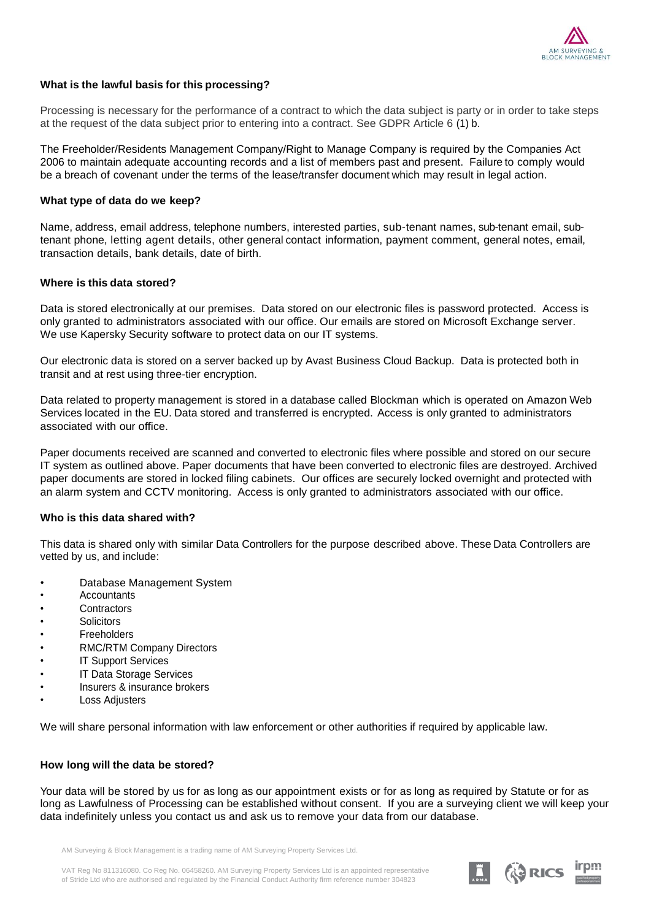## What is the lawful basis for this processing?

Processing is necessary for the performance of a contract to which the data subject is party or in order to take steps at the request of the data subject prior to entering into a contract. See GDPR Article 6 (1) b.

The Freeholder/Residents Management Company/Right to Manage Company is required by the Companies Act 2006 to maintain adequate accounting records and a list of members past and present. Failure to comply would be a breach of covenant under the terms of the lease/transfer document which may result in legal action.

## What type of data do we keep?

Name, address, email address, telephone numbers, interested parties, sub-tenant names, sub-tenant email, sub-tenant phone, letting agent details, other general contact information, payment comment, general notes, email, transaction details, bank details, date of birth.

## Where is this data stored?

Data is stored electronically at our premises. Data stored on our electronic files is password protected. Access is only granted to administrators associated with our office. Our emails are stored on Microsoft Exchange server. We use Kapersky Security software to protect data on our IT systems.

Our electronic data is stored on a server backed up by Avast Business Cloud Backup. Data is protected both in transit and at rest using three-tier encryption.

Data related to property management is stored in a database called Blockman which is operated on Amazon Web Services located in the EU. Data stored and transferred is encrypted. Access is only granted to administrators associated with our office.

Paper documents received are scanned and converted to electronic files where possible and stored on our secure IT system as outlined above. Paper documents that have been converted to electronic files are destroyed. Archived paper documents are stored in locked filing cabinets. Our offices are securely locked overnight and protected with an alarm system and CCTV monitoring. Access is only granted to administrators associated with our office.

## Who is this data shared with?

This data is shared only with similar Data Controllers for the purpose described above. These Data Controllers are vetted by us, and include:

- Database Management System
- Accountants
- Contractors
- Solicitors
- Freeholders
- RMC/RTM Company Directors
- IT Support Services
- IT Data Storage Services
- Insurers & insurance brokers
- Loss Adjusters

We will share personal information with law enforcement or other authorities if required by applicable law.

## How long will the data be stored?

Your data will be stored by us for as long as our appointment exists or for as long as required by Statute or for as long as Lawfulness of Processing can be established without consent. If you are a surveying client we will keep your data indefinitely unless you contact us and ask us to remove your data from our database.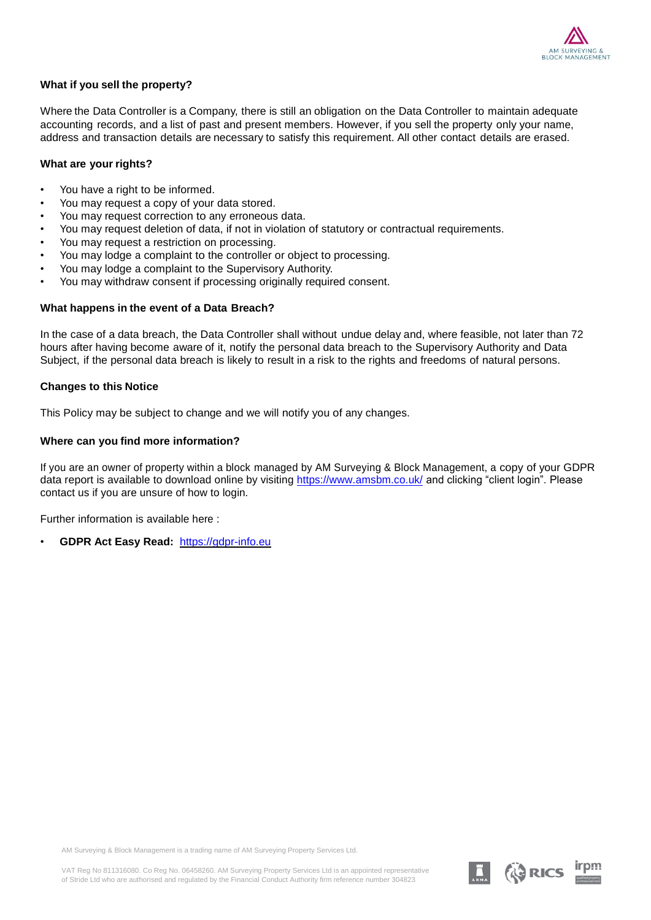### What if you sell the property?

Where the Data Controller is a Company, there is still an obligation on the Data Controller to maintain adequate accounting records, and a list of past and present members. However, if you sell the property only your name, address and transaction details are necessary to satisfy this requirement. All other contact details are erased.

### What are your rights?

- You have a right to be informed.
- You may request a copy of your data stored.
- You may request correction to any erroneous data.
- You may request deletion of data, if not in violation of statutory or contractual requirements.
- You may request a restriction on processing.
- You may lodge a complaint to the controller or object to processing.
- You may lodge a complaint to the Supervisory Authority.
- You may withdraw consent if processing originally required consent.

### What happens in the event of a Data Breach?

In the case of a data breach, the Data Controller shall without undue delay and, where feasible, not later than 72 hours after having become aware of it, notify the personal data breach to the Supervisory Authority and Data Subject, if the personal data breach is likely to result in a risk to the rights and freedoms of natural persons.

### Changes to this Notice

This Policy may be subject to change and we will notify you of any changes.

### Where can you find more information?

If you are an owner of property within a block managed by AM Surveying & Block Management, a copy of your GDPR data report is available to download online by visiting https://www.amsbm.co.uk/ and clicking "client login". Please contact us if you are unsure of how to login.

Further information is available here :

- **GDPR Act Easy Read:** https://gdpr-info.eu

AM Surveying & Block Management is a trading name of AM Surveying Property Services Ltd.

VAT Reg No 811316080. Co Reg No. 06458260. AM Surveying Property Services Ltd is an appointed representative of Stride Ltd who are authorised and regulated by the Financial Conduct Authority firm reference number 304823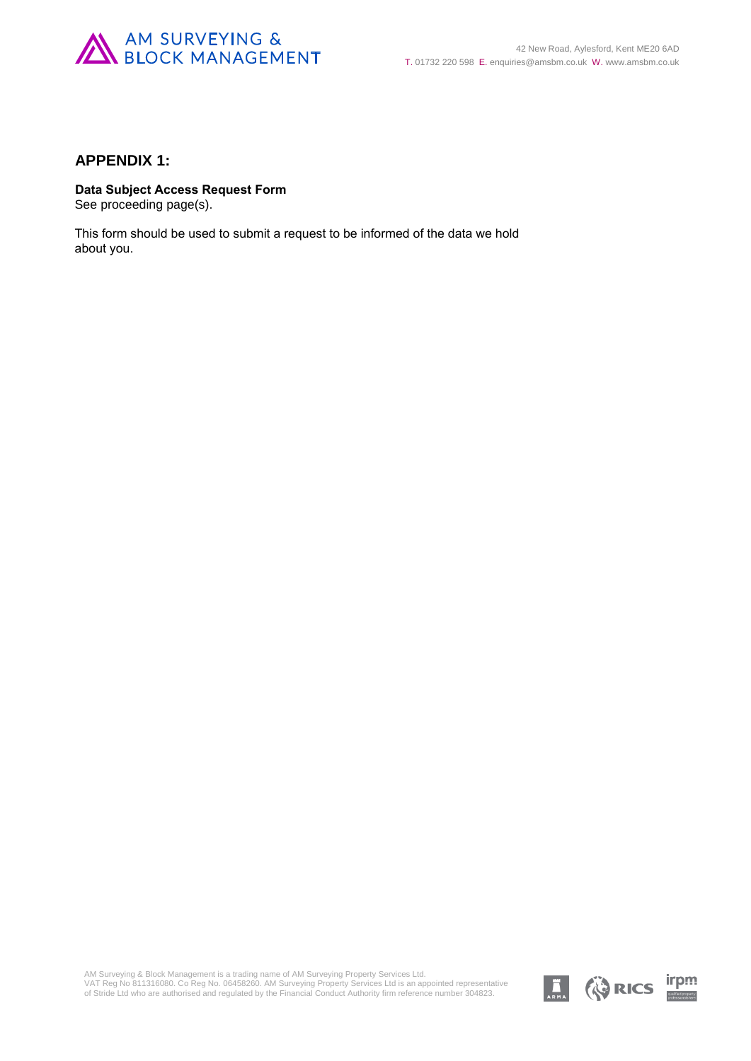## APPENDIX 1:

**Data Subject Access Request Form**
See proceeding page(s).

This form should be used to submit a request to be informed of the data we hold about you.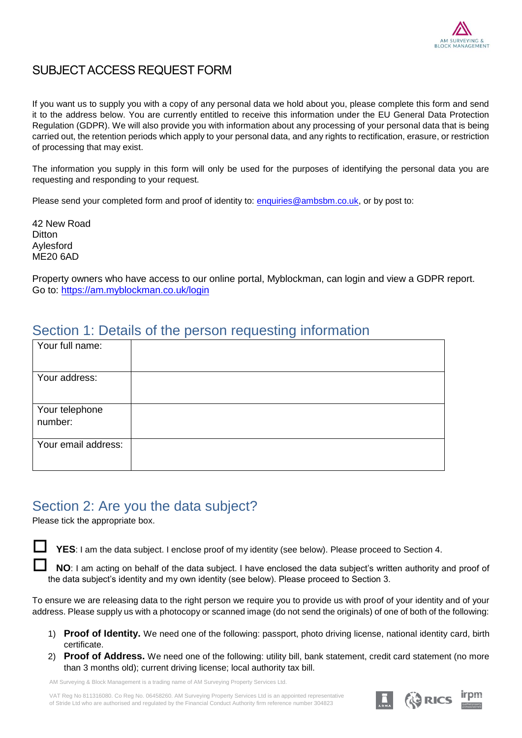# SUBJECT ACCESS REQUEST FORM

If you want us to supply you with a copy of any personal data we hold about you, please complete this form and send it to the address below. You are currently entitled to receive this information under the EU General Data Protection Regulation (GDPR). We will also provide you with information about any processing of your personal data that is being carried out, the retention periods which apply to your personal data, and any rights to rectification, erasure, or restriction of processing that may exist.

The information you supply in this form will only be used for the purposes of identifying the personal data you are requesting and responding to your request.

Please send your completed form and proof of identity to: enquiries@ambsbm.co.uk, or by post to:

42 New Road
Ditton
Aylesford
ME20 6AD

Property owners who have access to our online portal, Myblockman, can login and view a GDPR report.
Go to: https://am.myblockman.co.uk/login

## Section 1: Details of the person requesting information

| | |
|---|---|
| Your full name: | |
| Your address: | |
| Your telephone number: | |
| Your email address: | |

## Section 2: Are you the data subject?

Please tick the appropriate box.

☐ **YES**: I am the data subject. I enclose proof of my identity (see below). Please proceed to Section 4.

☐ **NO**: I am acting on behalf of the data subject. I have enclosed the data subject's written authority and proof of the data subject's identity and my own identity (see below). Please proceed to Section 3.

To ensure we are releasing data to the right person we require you to provide us with proof of your identity and of your address. Please supply us with a photocopy or scanned image (do not send the originals) of one of both of the following:

1) **Proof of Identity.** We need one of the following: passport, photo driving license, national identity card, birth certificate.
2) **Proof of Address.** We need one of the following: utility bill, bank statement, credit card statement (no more than 3 months old); current driving license; local authority tax bill.

AM Surveying & Block Management is a trading name of AM Surveying Property Services Ltd.

VAT Reg No 811316080. Co Reg No. 06458260. AM Surveying Property Services Ltd is an appointed representative of Stride Ltd who are authorised and regulated by the Financial Conduct Authority firm reference number 304823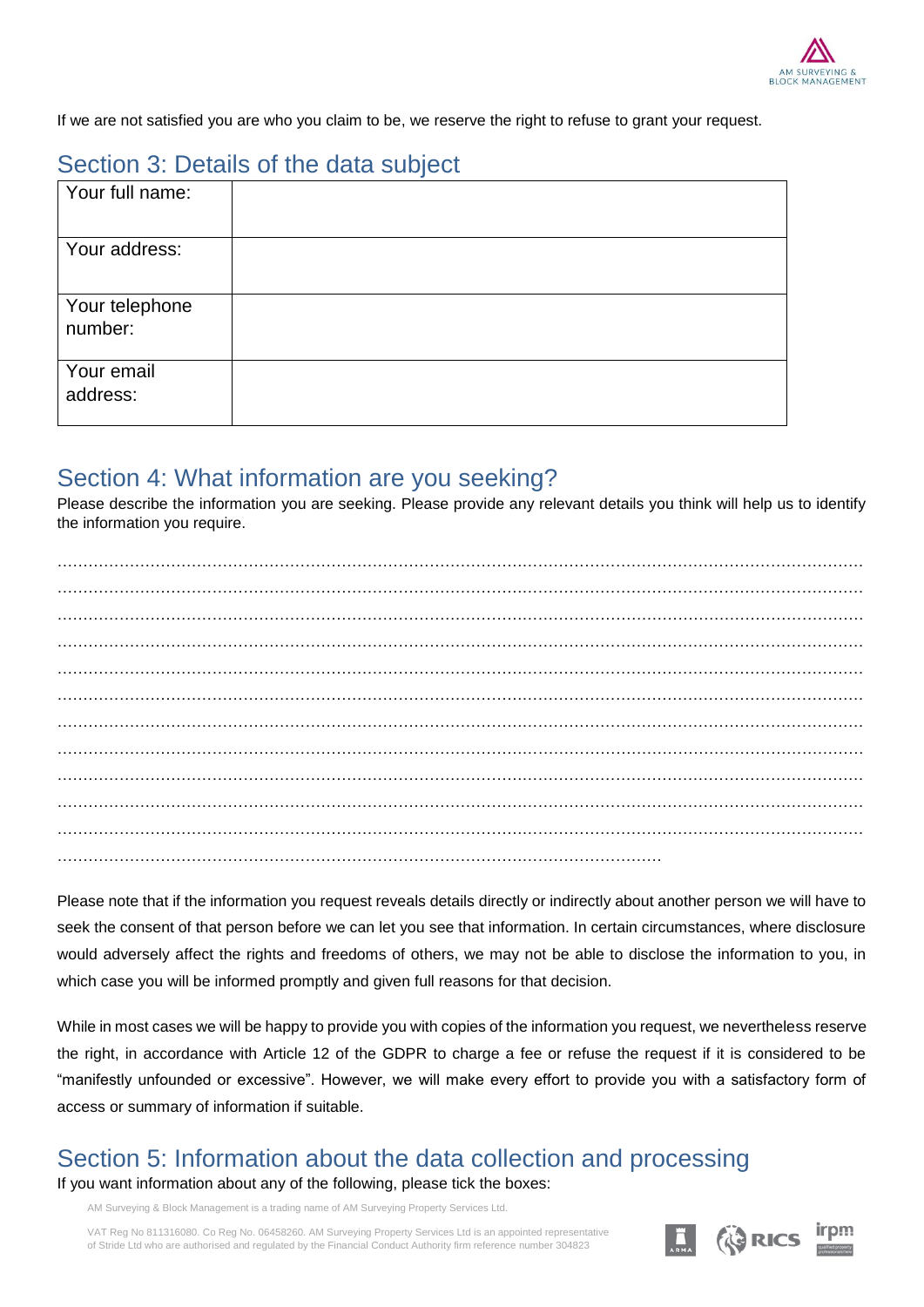If we are not satisfied you are who you claim to be, we reserve the right to refuse to grant your request.

## Section 3: Details of the data subject

| Your full name: | |
|---|---|
| Your address: | |
| Your telephone number: | |
| Your email address: | |

## Section 4: What information are you seeking?

Please describe the information you are seeking. Please provide any relevant details you think will help us to identify the information you require.

…………………………………………………………………………………………………………………………………………
…………………………………………………………………………………………………………………………………………
…………………………………………………………………………………………………………………………………………
…………………………………………………………………………………………………………………………………………
…………………………………………………………………………………………………………………………………………
…………………………………………………………………………………………………………………………………………
…………………………………………………………………………………………………………………………………………
…………………………………………………………………………………………………………………………………………
…………………………………………………………………………………………………………………………………………
…………………………………………………………………………………………………………………………………………
…………………………………………………………………………………………………………………………………………
……………………………………………………………………………………………………………

Please note that if the information you request reveals details directly or indirectly about another person we will have to seek the consent of that person before we can let you see that information. In certain circumstances, where disclosure would adversely affect the rights and freedoms of others, we may not be able to disclose the information to you, in which case you will be informed promptly and given full reasons for that decision.

While in most cases we will be happy to provide you with copies of the information you request, we nevertheless reserve the right, in accordance with Article 12 of the GDPR to charge a fee or refuse the request if it is considered to be "manifestly unfounded or excessive". However, we will make every effort to provide you with a satisfactory form of access or summary of information if suitable.

## Section 5: Information about the data collection and processing

If you want information about any of the following, please tick the boxes: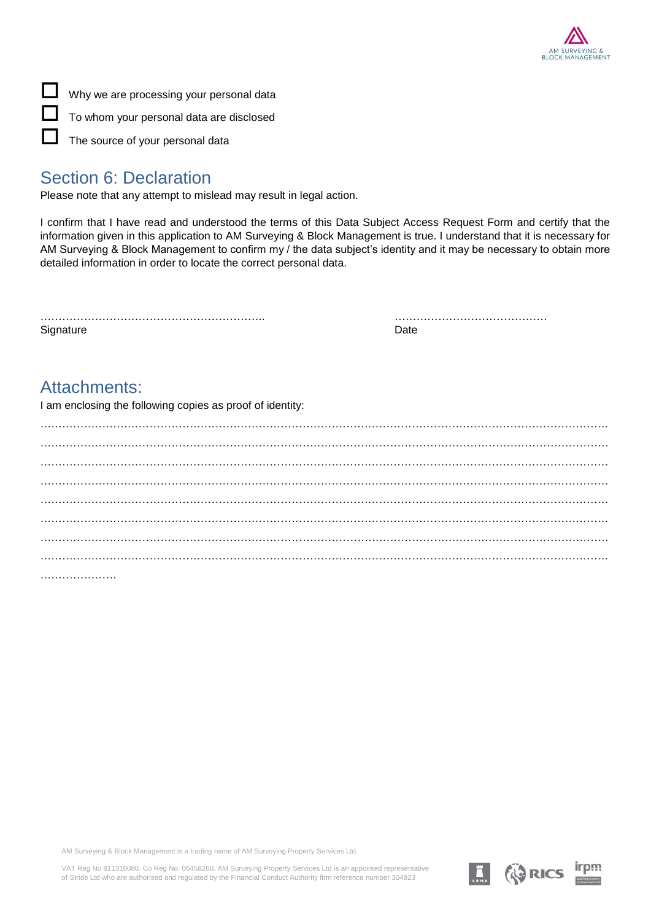- [ ] Why we are processing your personal data
- [ ] To whom your personal data are disclosed
- [ ] The source of your personal data

## Section 6: Declaration

Please note that any attempt to mislead may result in legal action.

I confirm that I have read and understood the terms of this Data Subject Access Request Form and certify that the information given in this application to AM Surveying & Block Management is true. I understand that it is necessary for AM Surveying & Block Management to confirm my / the data subject's identity and it may be necessary to obtain more detailed information in order to locate the correct personal data.

…………………………………………………….. Signature

…………………………………… Date

## Attachments:

I am enclosing the following copies as proof of identity:

……………………………………………………………………………………………………………………………………
……………………………………………………………………………………………………………………………………
……………………………………………………………………………………………………………………………………
……………………………………………………………………………………………………………………………………
……………………………………………………………………………………………………………………………………
……………………………………………………………………………………………………………………………………
……………………………………………………………………………………………………………………………………
……………………………………………………………………………………………………………………………………
…………………

AM Surveying & Block Management is a trading name of AM Surveying Property Services Ltd.

VAT Reg No 811316080. Co Reg No. 06458260. AM Surveying Property Services Ltd is an appointed representative of Stride Ltd who are authorised and regulated by the Financial Conduct Authority firm reference number 304823